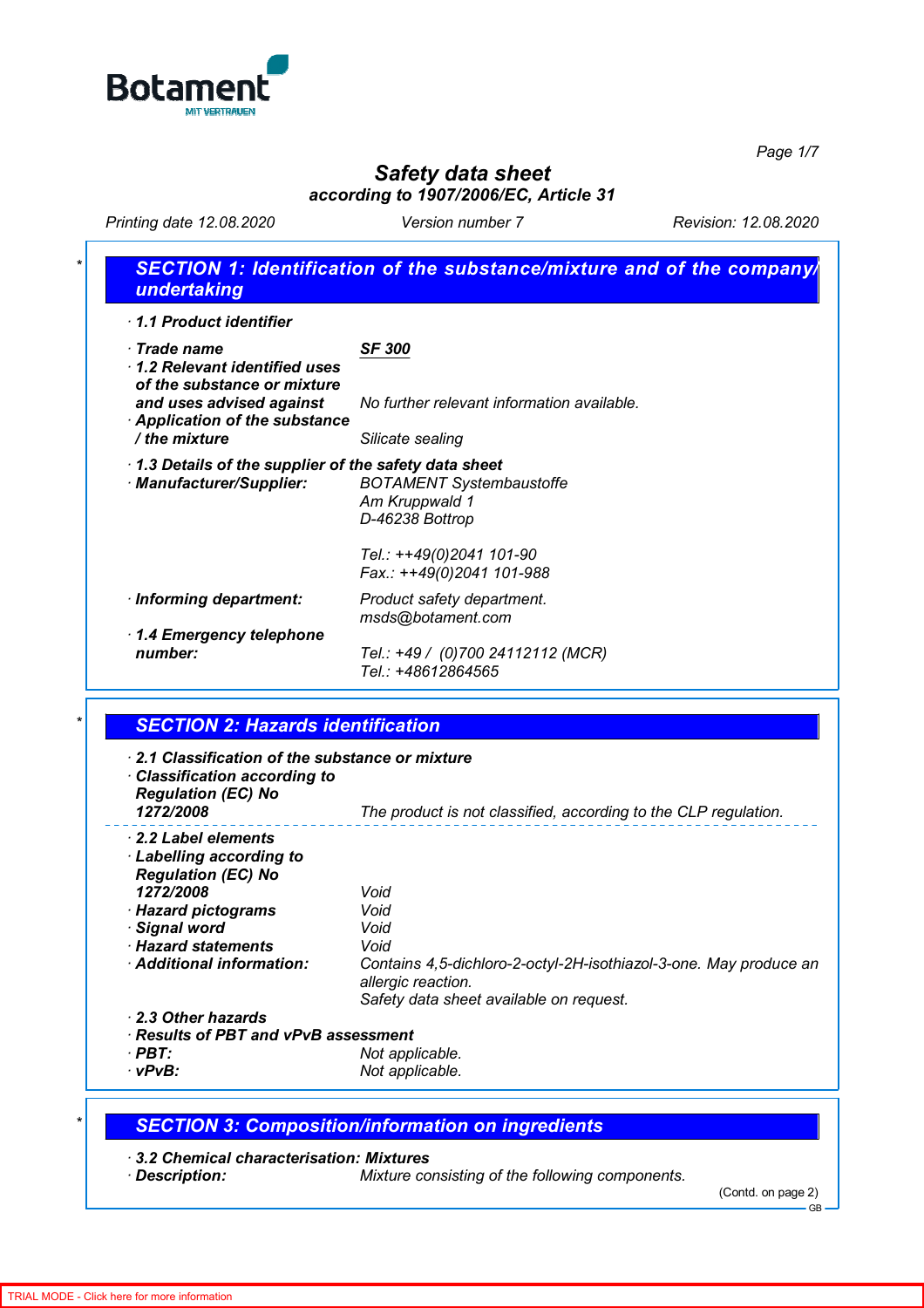Botament
MIT VERTRAUEN

# Safety data sheet
### according to 1907/2006/EC, Article 31

Printing date 12.08.2020 | Version number 7 | Revision: 12.08.2020

## * SECTION 1: Identification of the substance/mixture and of the company/undertaking

**· 1.1 Product identifier**

**· Trade name** **SF 300**

**· 1.2 Relevant identified uses of the substance or mixture and uses advised against** No further relevant information available.

**· Application of the substance / the mixture** Silicate sealing

**· 1.3 Details of the supplier of the safety data sheet**

**· Manufacturer/Supplier:**
BOTAMENT Systembaustoffe
Am Kruppwald 1
D-46238 Bottrop

Tel.: ++49(0)2041 101-90
Fax.: ++49(0)2041 101-988

**· Informing department:** Product safety department.
msds@botament.com

**· 1.4 Emergency telephone number:** Tel.: +49 / (0)700 24112112 (MCR)
Tel.: +48612864565

## * SECTION 2: Hazards identification

**· 2.1 Classification of the substance or mixture**

**· Classification according to Regulation (EC) No 1272/2008** The product is not classified, according to the CLP regulation.

**· 2.2 Label elements**

**· Labelling according to Regulation (EC) No 1272/2008** Void

**· Hazard pictograms** Void

**· Signal word** Void

**· Hazard statements** Void

**· Additional information:** Contains 4,5-dichloro-2-octyl-2H-isothiazol-3-one. May produce an allergic reaction.
Safety data sheet available on request.

**· 2.3 Other hazards**

**· Results of PBT and vPvB assessment**

**· PBT:** Not applicable.

**· vPvB:** Not applicable.

## * SECTION 3: Composition/information on ingredients

**· 3.2 Chemical characterisation: Mixtures**

**· Description:** Mixture consisting of the following components.

(Contd. on page 2)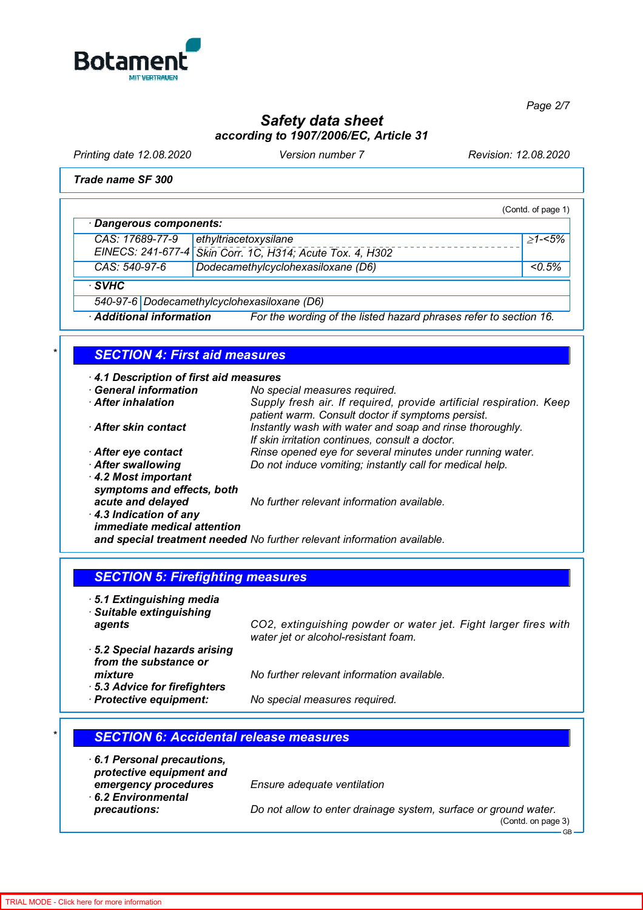**Trade name SF 300**

(Contd. of page 1)

**· Dangerous components:**

| | | |
|---|---|---|
| CAS: 17689-77-9<br>EINECS: 241-677-4 | ethyltriacetoxysilane<br>Skin Corr. 1C, H314; Acute Tox. 4, H302 | ≥1-<5% |
| CAS: 540-97-6 | Dodecamethylcyclohexasiloxane (D6) | <0.5% |

**· SVHC**

| | |
|---|---|
| 540-97-6 | Dodecamethylcyclohexasiloxane (D6) |

**· Additional information** For the wording of the listed hazard phrases refer to section 16.

## SECTION 4: First aid measures

**· 4.1 Description of first aid measures**

**· General information** No special measures required.

**· After inhalation** Supply fresh air. If required, provide artificial respiration. Keep patient warm. Consult doctor if symptoms persist.

**· After skin contact** Instantly wash with water and soap and rinse thoroughly. If skin irritation continues, consult a doctor.

**· After eye contact** Rinse opened eye for several minutes under running water.

**· After swallowing** Do not induce vomiting; instantly call for medical help.

**· 4.2 Most important symptoms and effects, both acute and delayed** No further relevant information available.

**· 4.3 Indication of any immediate medical attention and special treatment needed** No further relevant information available.

## SECTION 5: Firefighting measures

**· 5.1 Extinguishing media**

**· Suitable extinguishing agents** $CO_2$, extinguishing powder or water jet. Fight larger fires with water jet or alcohol-resistant foam.

**· 5.2 Special hazards arising from the substance or mixture** No further relevant information available.

**· 5.3 Advice for firefighters**

**· Protective equipment:** No special measures required.

## SECTION 6: Accidental release measures

**· 6.1 Personal precautions, protective equipment and emergency procedures** Ensure adequate ventilation

**· 6.2 Environmental precautions:** Do not allow to enter drainage system, surface or ground water.

(Contd. on page 3)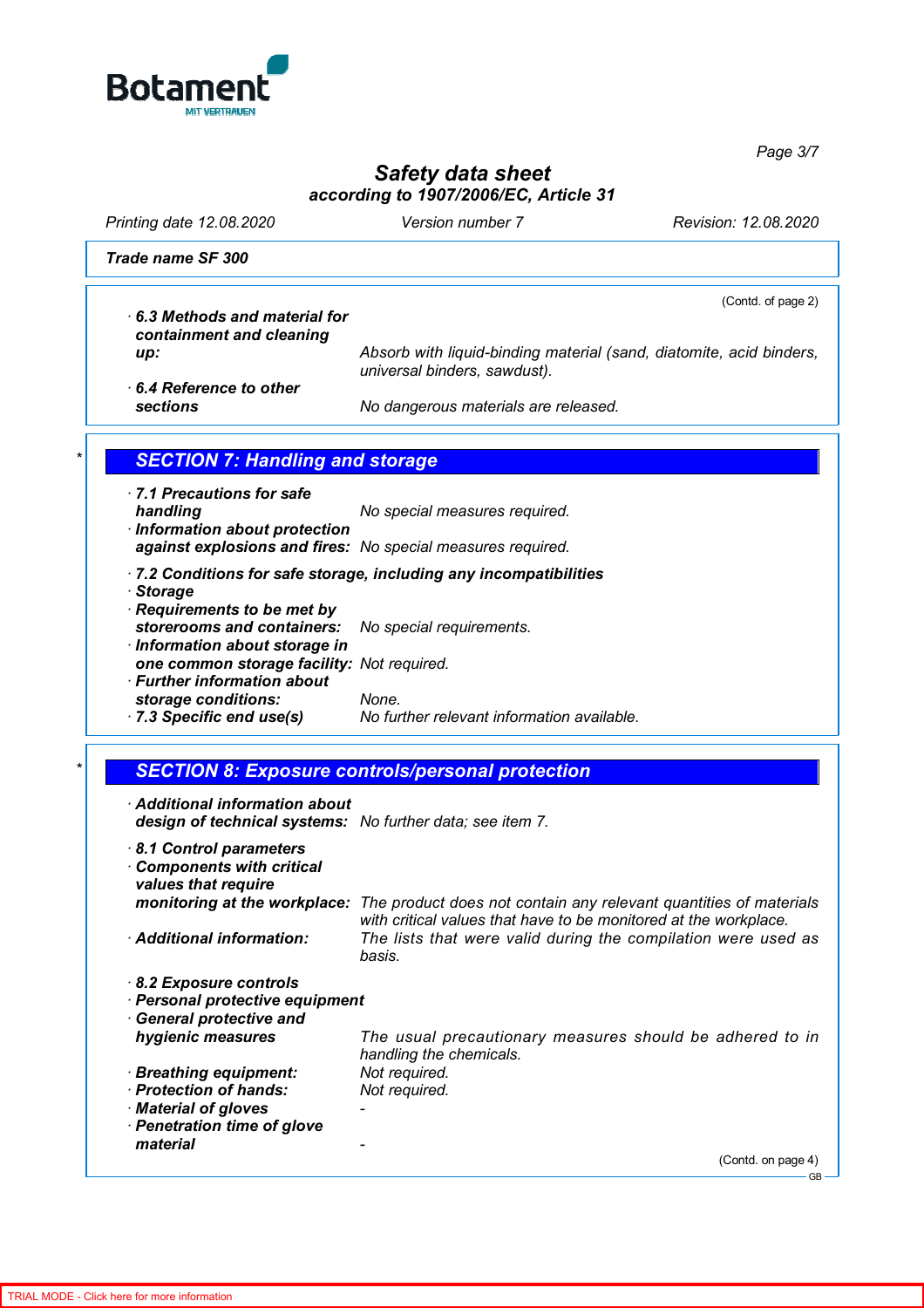**Trade name SF 300**

(Contd. of page 2)

· **6.3 Methods and material for containment and cleaning up:** *Absorb with liquid-binding material (sand, diatomite, acid binders, universal binders, sawdust).*

· **6.4 Reference to other sections** *No dangerous materials are released.*

## * SECTION 7: Handling and storage

· **7.1 Precautions for safe handling** *No special measures required.*

· **Information about protection against explosions and fires:** *No special measures required.*

· **7.2 Conditions for safe storage, including any incompatibilities**

· **Storage**

· **Requirements to be met by storerooms and containers:** *No special requirements.*

· **Information about storage in one common storage facility:** *Not required.*

· **Further information about storage conditions:** *None.*

· **7.3 Specific end use(s)** *No further relevant information available.*

## * SECTION 8: Exposure controls/personal protection

· **Additional information about design of technical systems:** *No further data; see item 7.*

· **8.1 Control parameters**

· **Components with critical values that require monitoring at the workplace:** *The product does not contain any relevant quantities of materials with critical values that have to be monitored at the workplace.*

· **Additional information:** *The lists that were valid during the compilation were used as basis.*

· **8.2 Exposure controls**

· **Personal protective equipment**

· **General protective and hygienic measures** *The usual precautionary measures should be adhered to in handling the chemicals.*

· **Breathing equipment:** *Not required.*

· **Protection of hands:** *Not required.*

· **Material of gloves** -

· **Penetration time of glove material** -

(Contd. on page 4)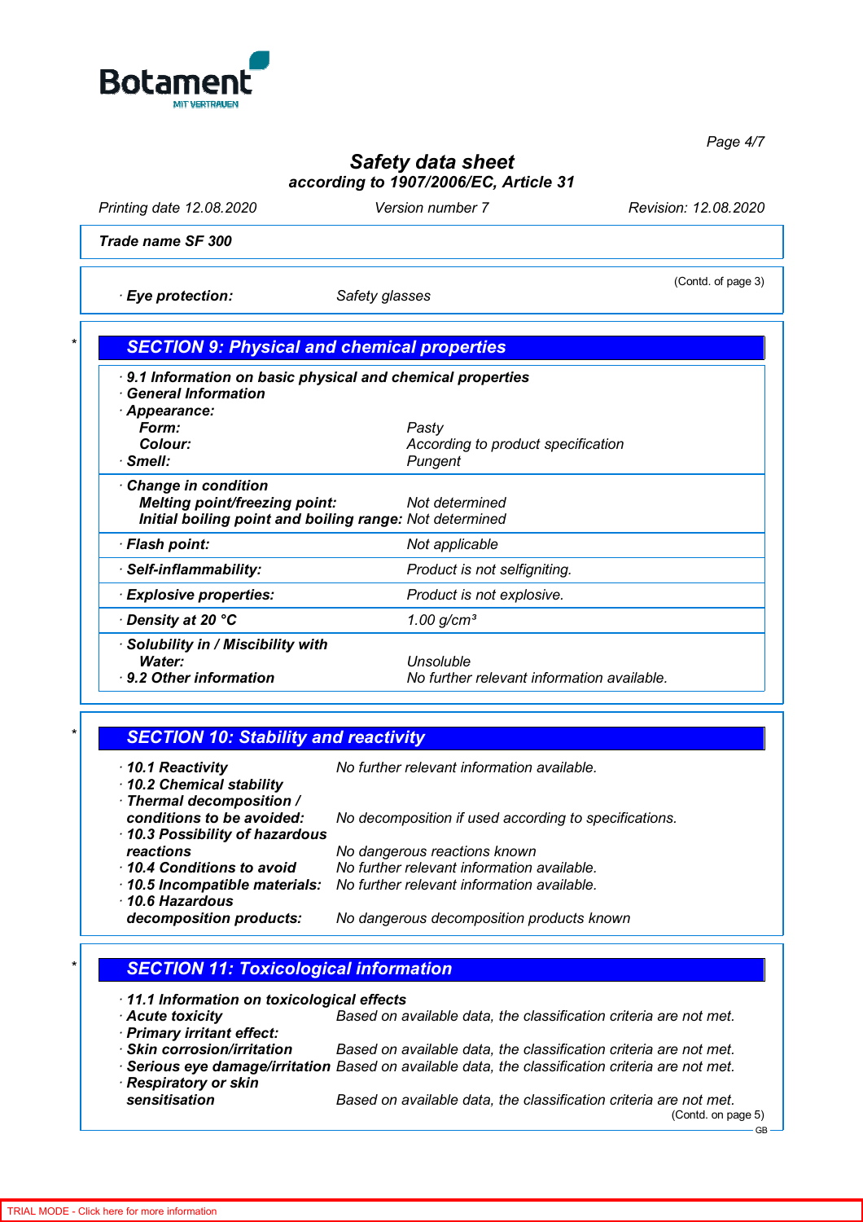**Trade name SF 300**

(Contd. of page 3)

· **Eye protection:** Safety glasses

## * SECTION 9: Physical and chemical properties

· **9.1 Information on basic physical and chemical properties**
· **General Information**
· **Appearance:**

| | |
|---|---|
| **Form:** | Pasty |
| **Colour:** | According to product specification |
| · **Smell:** | Pungent |
| · **Change in condition** | |
| **Melting point/freezing point:** | Not determined |
| **Initial boiling point and boiling range:** | Not determined |
| · **Flash point:** | Not applicable |
| · **Self-inflammability:** | Product is not selfigniting. |
| · **Explosive properties:** | Product is not explosive. |
| · **Density at 20 °C** | 1.00 g/cm³ |
| · **Solubility in / Miscibility with** | |
| **Water:** | Unsoluble |
| · **9.2 Other information** | No further relevant information available. |

## * SECTION 10: Stability and reactivity

· **10.1 Reactivity** No further relevant information available.
· **10.2 Chemical stability**
· **Thermal decomposition / conditions to be avoided:** No decomposition if used according to specifications.
· **10.3 Possibility of hazardous reactions** No dangerous reactions known
· **10.4 Conditions to avoid** No further relevant information available.
· **10.5 Incompatible materials:** No further relevant information available.
· **10.6 Hazardous decomposition products:** No dangerous decomposition products known

## * SECTION 11: Toxicological information

· **11.1 Information on toxicological effects**
· **Acute toxicity** Based on available data, the classification criteria are not met.
· **Primary irritant effect:**
· **Skin corrosion/irritation** Based on available data, the classification criteria are not met.
· **Serious eye damage/irritation** Based on available data, the classification criteria are not met.
· **Respiratory or skin sensitisation** Based on available data, the classification criteria are not met.

(Contd. on page 5)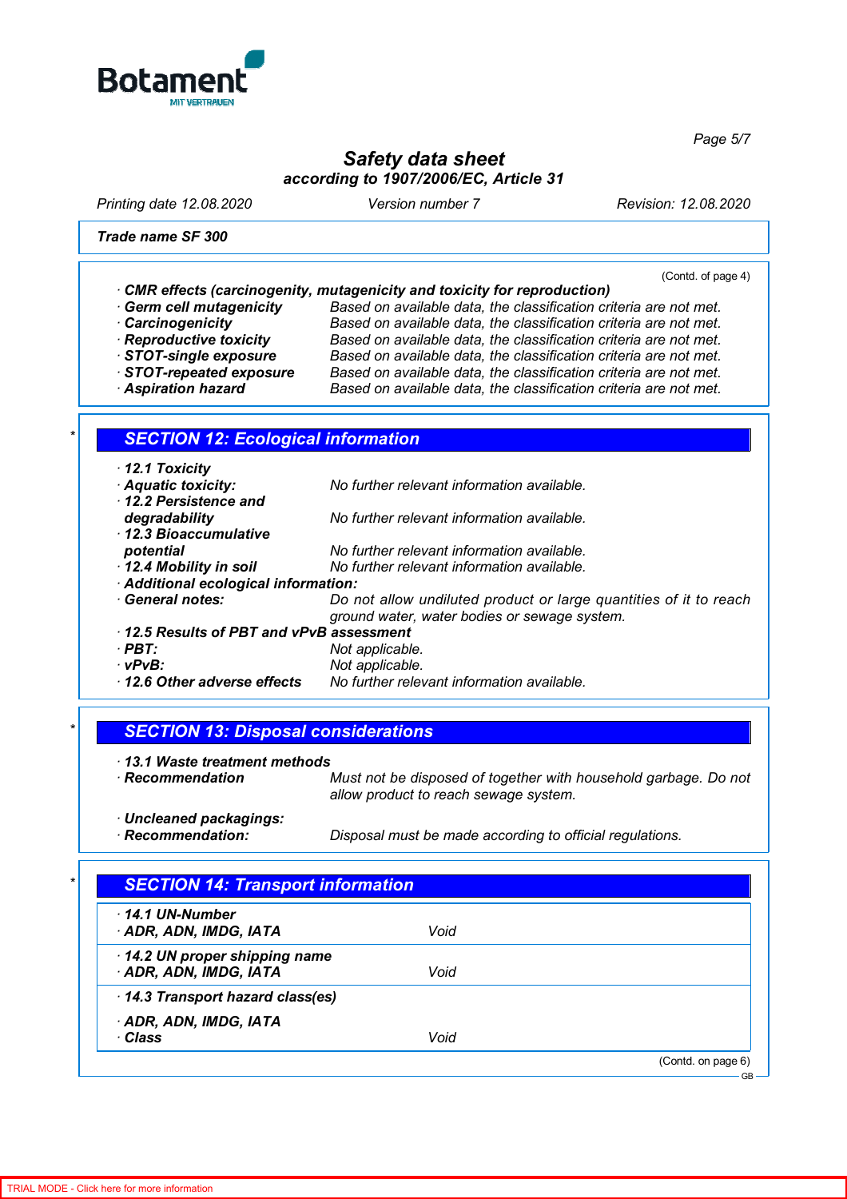(Contd. of page 4)

· **CMR effects (carcinogenity, mutagenicity and toxicity for reproduction)**

| | |
|---|---|
| · **Germ cell mutagenicity** | Based on available data, the classification criteria are not met. |
| · **Carcinogenicity** | Based on available data, the classification criteria are not met. |
| · **Reproductive toxicity** | Based on available data, the classification criteria are not met. |
| · **STOT-single exposure** | Based on available data, the classification criteria are not met. |
| · **STOT-repeated exposure** | Based on available data, the classification criteria are not met. |
| · **Aspiration hazard** | Based on available data, the classification criteria are not met. |

## SECTION 12: Ecological information

· **12.1 Toxicity**

| | |
|---|---|
| · **Aquatic toxicity:** | No further relevant information available. |
| · **12.2 Persistence and degradability** | No further relevant information available. |
| · **12.3 Bioaccumulative potential** | No further relevant information available. |
| · **12.4 Mobility in soil** | No further relevant information available. |

· **Additional ecological information:**

| | |
|---|---|
| · **General notes:** | Do not allow undiluted product or large quantities of it to reach ground water, water bodies or sewage system. |

· **12.5 Results of PBT and vPvB assessment**

| | |
|---|---|
| · **PBT:** | Not applicable. |
| · **vPvB:** | Not applicable. |
| · **12.6 Other adverse effects** | No further relevant information available. |

## SECTION 13: Disposal considerations

· **13.1 Waste treatment methods**

| | |
|---|---|
| · **Recommendation** | Must not be disposed of together with household garbage. Do not allow product to reach sewage system. |

· **Uncleaned packagings:**

| | |
|---|---|
| · **Recommendation:** | Disposal must be made according to official regulations. |

## SECTION 14: Transport information

| | |
|---|---|
| · **14.1 UN-Number** | |
| · **ADR, ADN, IMDG, IATA** | Void |
| · **14.2 UN proper shipping name** | |
| · **ADR, ADN, IMDG, IATA** | Void |
| · **14.3 Transport hazard class(es)** | |
| · **ADR, ADN, IMDG, IATA** | |
| · **Class** | Void |

(Contd. on page 6)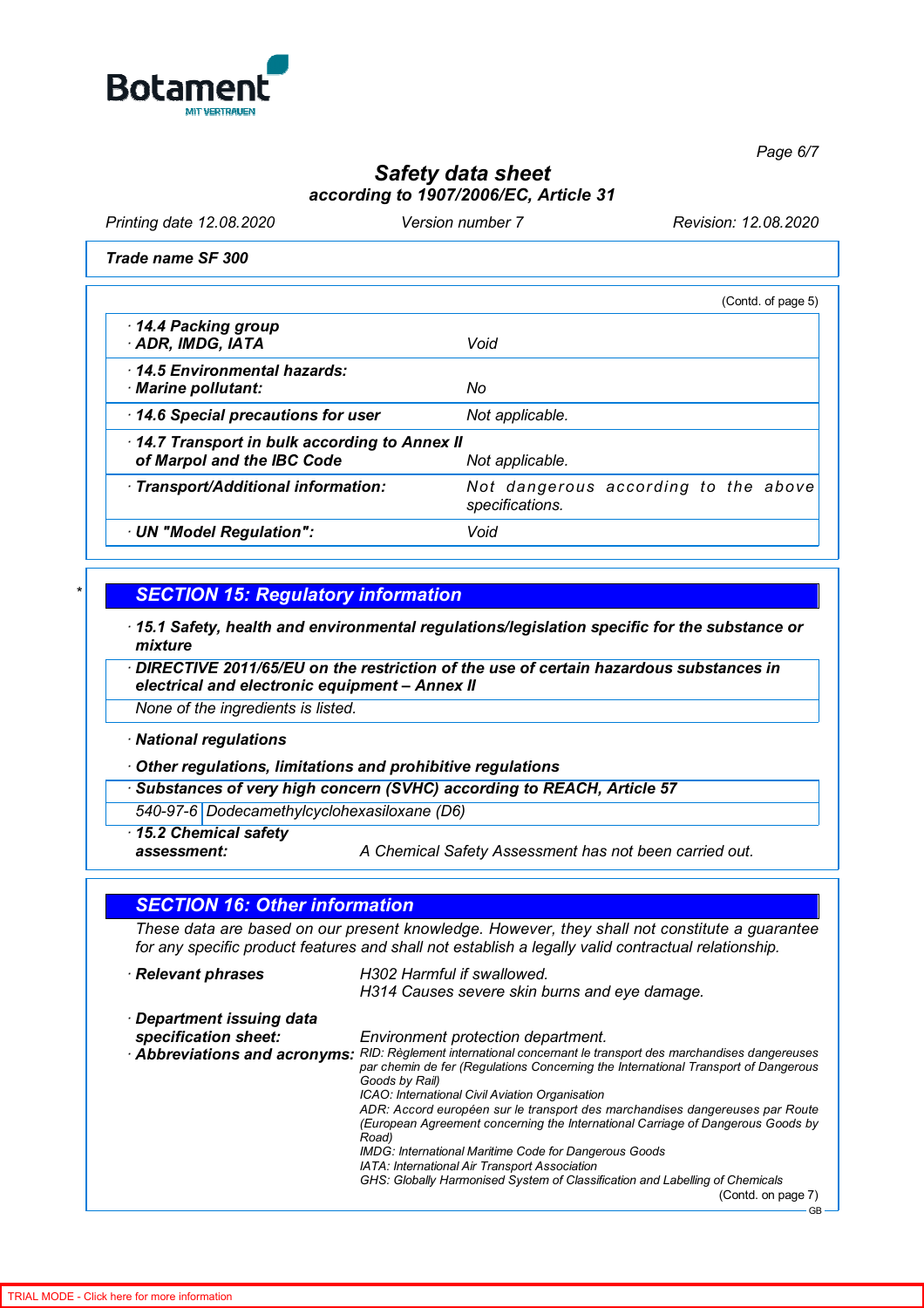*Trade name SF 300*

(Contd. of page 5)

| | |
|---|---|
| · **14.4 Packing group** · **ADR, IMDG, IATA** | Void |
| · **14.5 Environmental hazards:** · **Marine pollutant:** | No |
| · **14.6 Special precautions for user** | Not applicable. |
| · **14.7 Transport in bulk according to Annex II of Marpol and the IBC Code** | Not applicable. |
| · **Transport/Additional information:** | Not dangerous according to the above specifications. |
| · **UN "Model Regulation":** | Void |

\*

## SECTION 15: Regulatory information

· **15.1 Safety, health and environmental regulations/legislation specific for the substance or mixture**

· **DIRECTIVE 2011/65/EU on the restriction of the use of certain hazardous substances in electrical and electronic equipment – Annex II**

None of the ingredients is listed.

· **National regulations**

· **Other regulations, limitations and prohibitive regulations**

· **Substances of very high concern (SVHC) according to REACH, Article 57**

| | |
|---|---|
| 540-97-6 | Dodecamethylcyclohexasiloxane (D6) |

· **15.2 Chemical safety assessment:** A Chemical Safety Assessment has not been carried out.

## SECTION 16: Other information

These data are based on our present knowledge. However, they shall not constitute a guarantee for any specific product features and shall not establish a legally valid contractual relationship.

· **Relevant phrases**

H302 Harmful if swallowed.
H314 Causes severe skin burns and eye damage.

· **Department issuing data specification sheet:** Environment protection department.

· **Abbreviations and acronyms:**

RID: Règlement international concernant le transport des marchandises dangereuses par chemin de fer (Regulations Concerning the International Transport of Dangerous Goods by Rail)
ICAO: International Civil Aviation Organisation
ADR: Accord européen sur le transport des marchandises dangereuses par Route (European Agreement concerning the International Carriage of Dangerous Goods by Road)
IMDG: International Maritime Code for Dangerous Goods
IATA: International Air Transport Association
GHS: Globally Harmonised System of Classification and Labelling of Chemicals

(Contd. on page 7)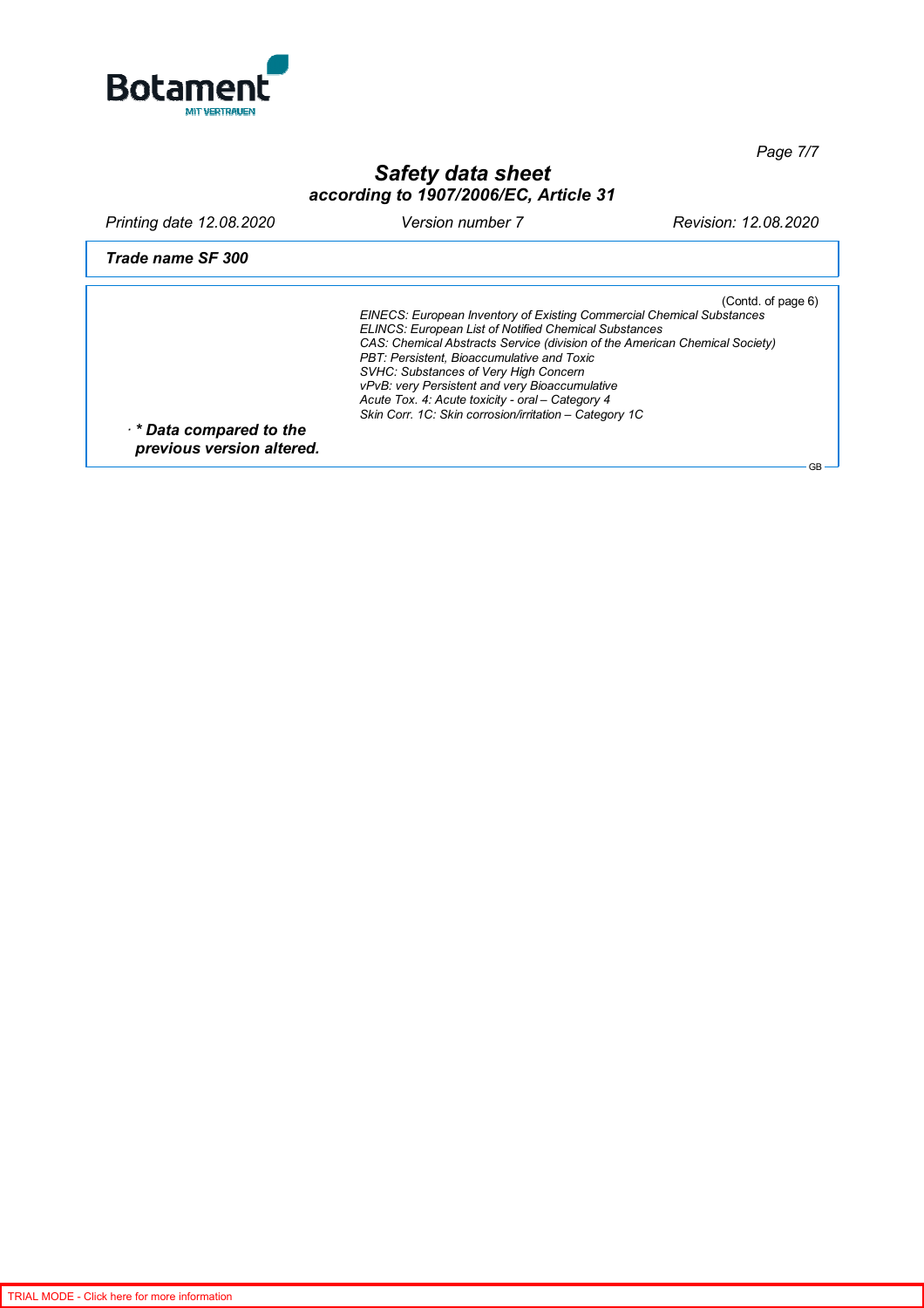(Contd. of page 6)

*EINECS: European Inventory of Existing Commercial Chemical Substances*
*ELINCS: European List of Notified Chemical Substances*
*CAS: Chemical Abstracts Service (division of the American Chemical Society)*
*PBT: Persistent, Bioaccumulative and Toxic*
*SVHC: Substances of Very High Concern*
*vPvB: very Persistent and very Bioaccumulative*
*Acute Tox. 4: Acute toxicity - oral – Category 4*
*Skin Corr. 1C: Skin corrosion/irritation – Category 1C*

· ***\* Data compared to the previous version altered.***

GB